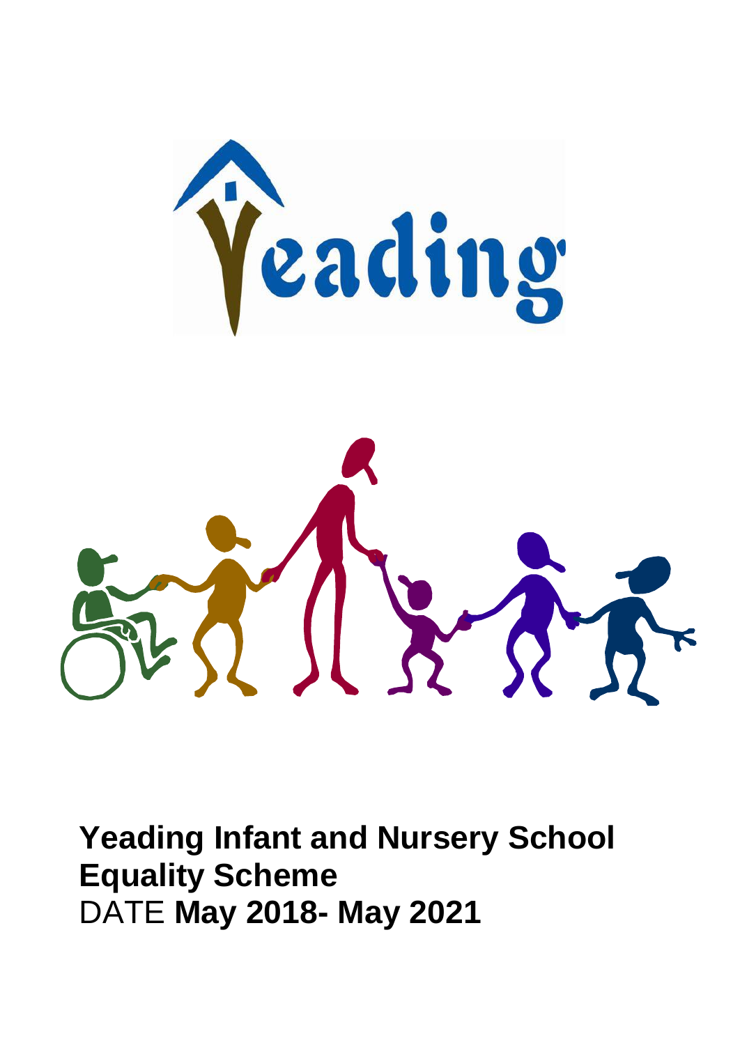# Yeading Infant and Nursery School Equality Scheme

DATE **May 2018- May 2021**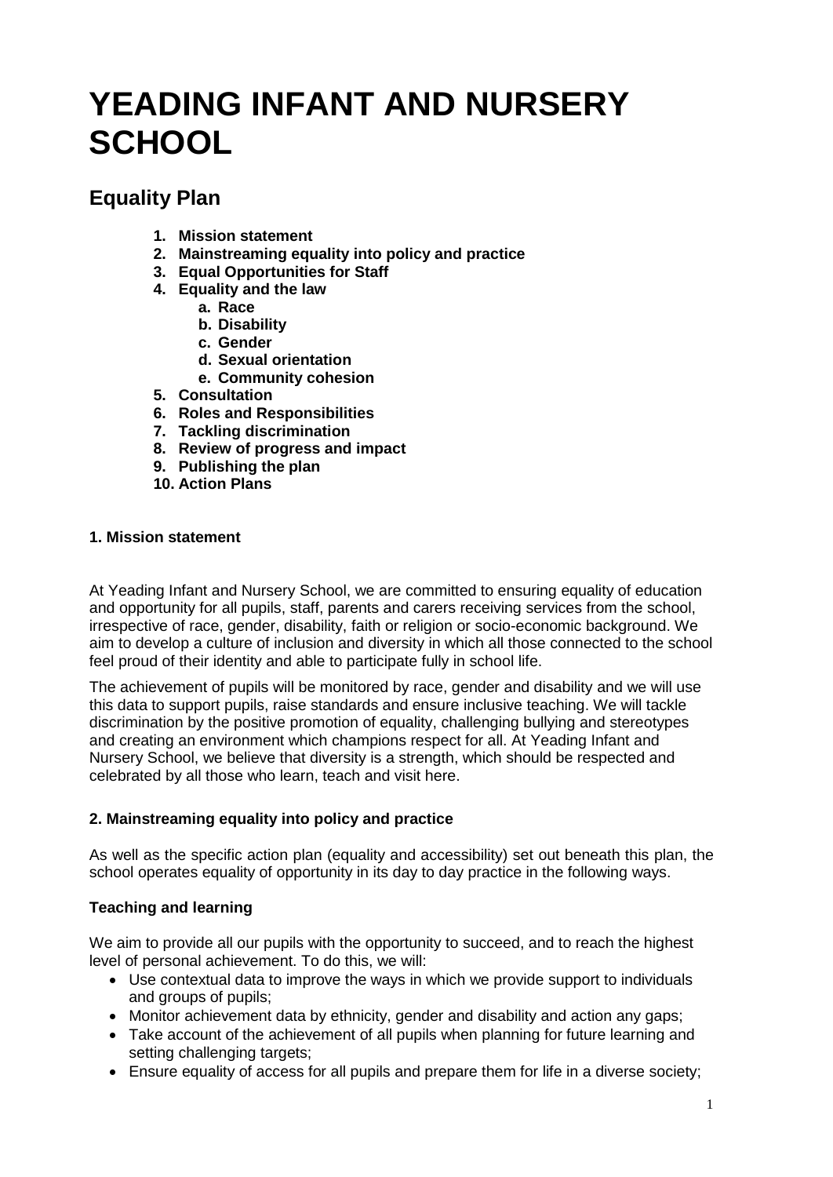# YEADING INFANT AND NURSERY SCHOOL

## Equality Plan

1. **Mission statement**
2. **Mainstreaming equality into policy and practice**
3. **Equal Opportunities for Staff**
4. **Equality and the law**
   a. **Race**
   b. **Disability**
   c. **Gender**
   d. **Sexual orientation**
   e. **Community cohesion**
5. **Consultation**
6. **Roles and Responsibilities**
7. **Tackling discrimination**
8. **Review of progress and impact**
9. **Publishing the plan**
10. **Action Plans**

### 1. Mission statement

At Yeading Infant and Nursery School, we are committed to ensuring equality of education and opportunity for all pupils, staff, parents and carers receiving services from the school, irrespective of race, gender, disability, faith or religion or socio-economic background. We aim to develop a culture of inclusion and diversity in which all those connected to the school feel proud of their identity and able to participate fully in school life.

The achievement of pupils will be monitored by race, gender and disability and we will use this data to support pupils, raise standards and ensure inclusive teaching. We will tackle discrimination by the positive promotion of equality, challenging bullying and stereotypes and creating an environment which champions respect for all. At Yeading Infant and Nursery School, we believe that diversity is a strength, which should be respected and celebrated by all those who learn, teach and visit here.

### 2. Mainstreaming equality into policy and practice

As well as the specific action plan (equality and accessibility) set out beneath this plan, the school operates equality of opportunity in its day to day practice in the following ways.

#### Teaching and learning

We aim to provide all our pupils with the opportunity to succeed, and to reach the highest level of personal achievement. To do this, we will:

- Use contextual data to improve the ways in which we provide support to individuals and groups of pupils;
- Monitor achievement data by ethnicity, gender and disability and action any gaps;
- Take account of the achievement of all pupils when planning for future learning and setting challenging targets;
- Ensure equality of access for all pupils and prepare them for life in a diverse society;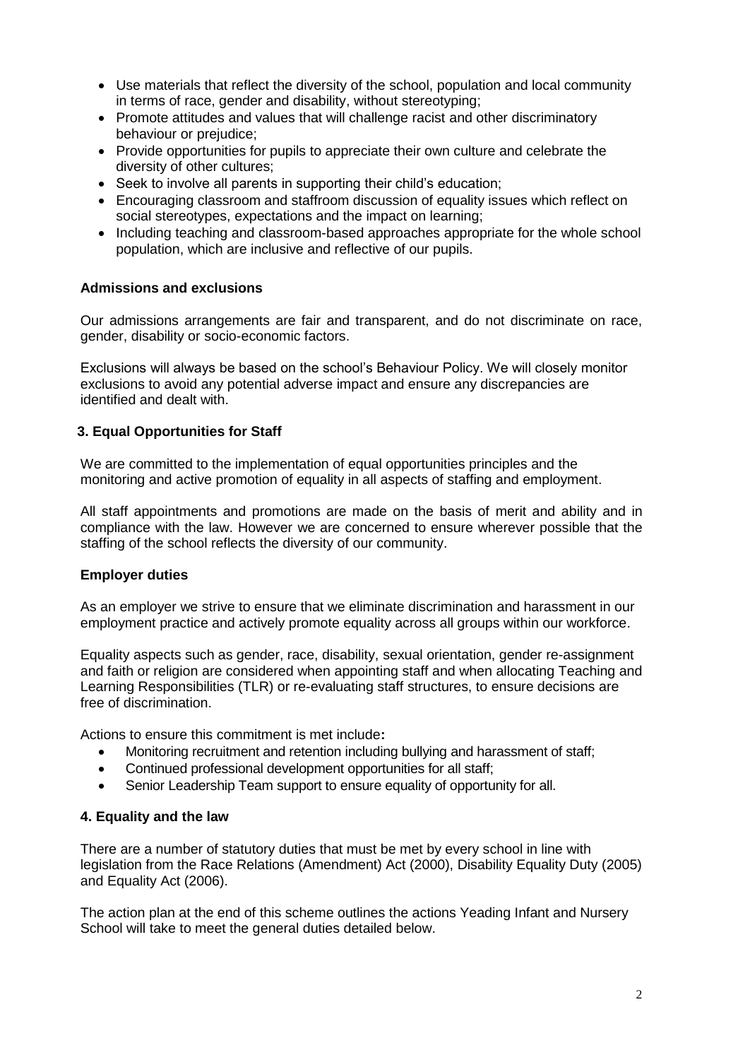- Use materials that reflect the diversity of the school, population and local community in terms of race, gender and disability, without stereotyping;
- Promote attitudes and values that will challenge racist and other discriminatory behaviour or prejudice;
- Provide opportunities for pupils to appreciate their own culture and celebrate the diversity of other cultures;
- Seek to involve all parents in supporting their child's education;
- Encouraging classroom and staffroom discussion of equality issues which reflect on social stereotypes, expectations and the impact on learning;
- Including teaching and classroom-based approaches appropriate for the whole school population, which are inclusive and reflective of our pupils.

**Admissions and exclusions**

Our admissions arrangements are fair and transparent, and do not discriminate on race, gender, disability or socio-economic factors.

Exclusions will always be based on the school's Behaviour Policy. We will closely monitor exclusions to avoid any potential adverse impact and ensure any discrepancies are identified and dealt with.

## 3. Equal Opportunities for Staff

We are committed to the implementation of equal opportunities principles and the monitoring and active promotion of equality in all aspects of staffing and employment.

All staff appointments and promotions are made on the basis of merit and ability and in compliance with the law. However we are concerned to ensure wherever possible that the staffing of the school reflects the diversity of our community.

**Employer duties**

As an employer we strive to ensure that we eliminate discrimination and harassment in our employment practice and actively promote equality across all groups within our workforce.

Equality aspects such as gender, race, disability, sexual orientation, gender re-assignment and faith or religion are considered when appointing staff and when allocating Teaching and Learning Responsibilities (TLR) or re-evaluating staff structures, to ensure decisions are free of discrimination.

Actions to ensure this commitment is met include**:**

- Monitoring recruitment and retention including bullying and harassment of staff;
- Continued professional development opportunities for all staff;
- Senior Leadership Team support to ensure equality of opportunity for all.

## 4. Equality and the law

There are a number of statutory duties that must be met by every school in line with legislation from the Race Relations (Amendment) Act (2000), Disability Equality Duty (2005) and Equality Act (2006).

The action plan at the end of this scheme outlines the actions Yeading Infant and Nursery School will take to meet the general duties detailed below.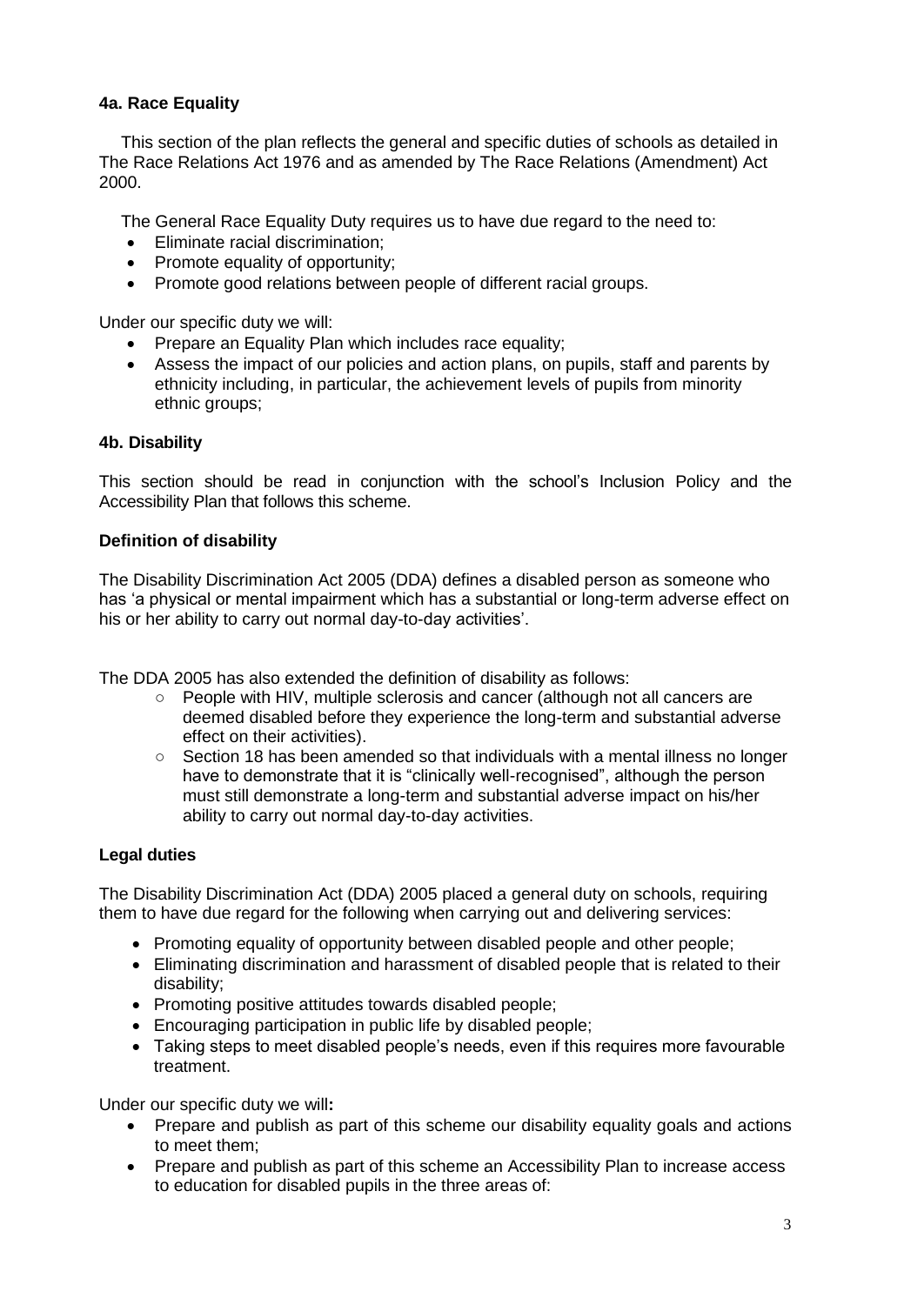### 4a. Race Equality

This section of the plan reflects the general and specific duties of schools as detailed in The Race Relations Act 1976 and as amended by The Race Relations (Amendment) Act 2000.

The General Race Equality Duty requires us to have due regard to the need to:

- Eliminate racial discrimination;
- Promote equality of opportunity;
- Promote good relations between people of different racial groups.

Under our specific duty we will:

- Prepare an Equality Plan which includes race equality;
- Assess the impact of our policies and action plans, on pupils, staff and parents by ethnicity including, in particular, the achievement levels of pupils from minority ethnic groups;

### 4b. Disability

This section should be read in conjunction with the school's Inclusion Policy and the Accessibility Plan that follows this scheme.

#### Definition of disability

The Disability Discrimination Act 2005 (DDA) defines a disabled person as someone who has 'a physical or mental impairment which has a substantial or long-term adverse effect on his or her ability to carry out normal day-to-day activities'.

The DDA 2005 has also extended the definition of disability as follows:

- People with HIV, multiple sclerosis and cancer (although not all cancers are deemed disabled before they experience the long-term and substantial adverse effect on their activities).
- Section 18 has been amended so that individuals with a mental illness no longer have to demonstrate that it is "clinically well-recognised", although the person must still demonstrate a long-term and substantial adverse impact on his/her ability to carry out normal day-to-day activities.

#### Legal duties

The Disability Discrimination Act (DDA) 2005 placed a general duty on schools, requiring them to have due regard for the following when carrying out and delivering services:

- Promoting equality of opportunity between disabled people and other people;
- Eliminating discrimination and harassment of disabled people that is related to their disability;
- Promoting positive attitudes towards disabled people;
- Encouraging participation in public life by disabled people;
- Taking steps to meet disabled people's needs, even if this requires more favourable treatment.

Under our specific duty we will**:**

- Prepare and publish as part of this scheme our disability equality goals and actions to meet them;
- Prepare and publish as part of this scheme an Accessibility Plan to increase access to education for disabled pupils in the three areas of: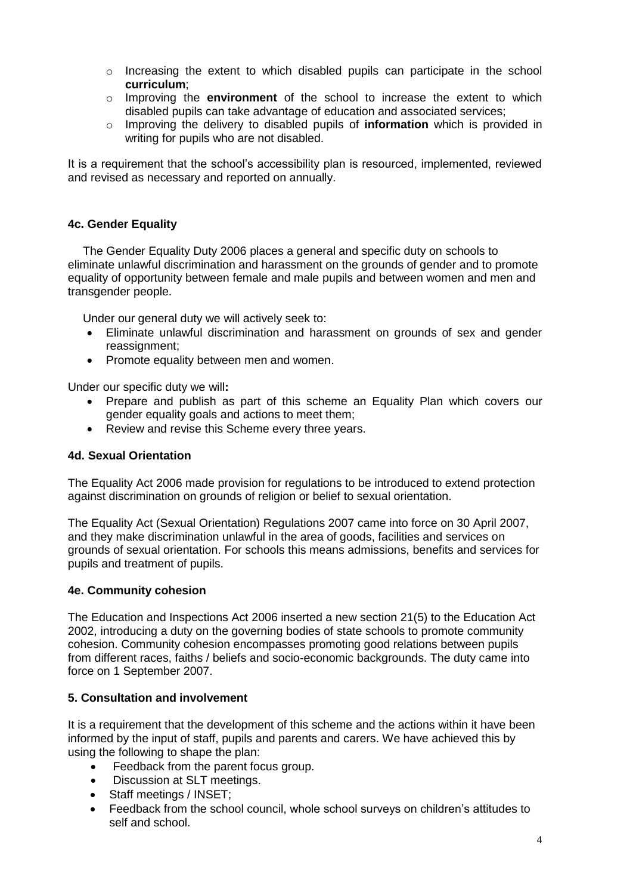- Increasing the extent to which disabled pupils can participate in the school **curriculum**;
- Improving the **environment** of the school to increase the extent to which disabled pupils can take advantage of education and associated services;
- Improving the delivery to disabled pupils of **information** which is provided in writing for pupils who are not disabled.

It is a requirement that the school's accessibility plan is resourced, implemented, reviewed and revised as necessary and reported on annually.

### 4c. Gender Equality

The Gender Equality Duty 2006 places a general and specific duty on schools to eliminate unlawful discrimination and harassment on the grounds of gender and to promote equality of opportunity between female and male pupils and between women and men and transgender people.

Under our general duty we will actively seek to:

- Eliminate unlawful discrimination and harassment on grounds of sex and gender reassignment;
- Promote equality between men and women.

Under our specific duty we will**:**

- Prepare and publish as part of this scheme an Equality Plan which covers our gender equality goals and actions to meet them;
- Review and revise this Scheme every three years.

### 4d. Sexual Orientation

The Equality Act 2006 made provision for regulations to be introduced to extend protection against discrimination on grounds of religion or belief to sexual orientation.

The Equality Act (Sexual Orientation) Regulations 2007 came into force on 30 April 2007, and they make discrimination unlawful in the area of goods, facilities and services on grounds of sexual orientation. For schools this means admissions, benefits and services for pupils and treatment of pupils.

### 4e. Community cohesion

The Education and Inspections Act 2006 inserted a new section 21(5) to the Education Act 2002, introducing a duty on the governing bodies of state schools to promote community cohesion. Community cohesion encompasses promoting good relations between pupils from different races, faiths / beliefs and socio-economic backgrounds. The duty came into force on 1 September 2007.

### 5. Consultation and involvement

It is a requirement that the development of this scheme and the actions within it have been informed by the input of staff, pupils and parents and carers. We have achieved this by using the following to shape the plan:

- Feedback from the parent focus group.
- Discussion at SLT meetings.
- Staff meetings / INSET;
- Feedback from the school council, whole school surveys on children's attitudes to self and school.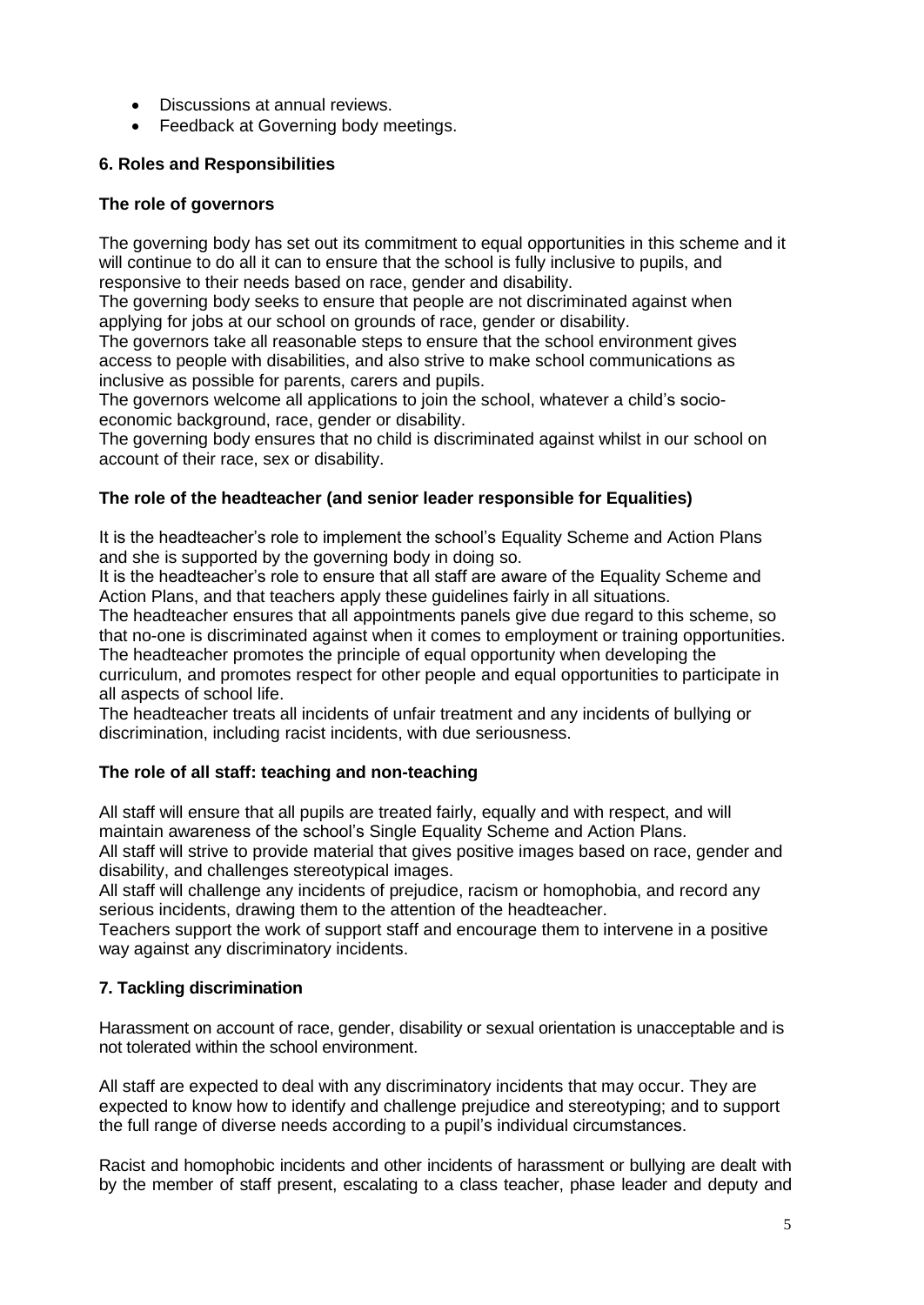- Discussions at annual reviews.
- Feedback at Governing body meetings.

## 6. Roles and Responsibilities

### The role of governors

The governing body has set out its commitment to equal opportunities in this scheme and it will continue to do all it can to ensure that the school is fully inclusive to pupils, and responsive to their needs based on race, gender and disability.
The governing body seeks to ensure that people are not discriminated against when applying for jobs at our school on grounds of race, gender or disability.
The governors take all reasonable steps to ensure that the school environment gives access to people with disabilities, and also strive to make school communications as inclusive as possible for parents, carers and pupils.
The governors welcome all applications to join the school, whatever a child's socio-economic background, race, gender or disability.
The governing body ensures that no child is discriminated against whilst in our school on account of their race, sex or disability.

### The role of the headteacher (and senior leader responsible for Equalities)

It is the headteacher's role to implement the school's Equality Scheme and Action Plans and she is supported by the governing body in doing so.
It is the headteacher's role to ensure that all staff are aware of the Equality Scheme and Action Plans, and that teachers apply these guidelines fairly in all situations.
The headteacher ensures that all appointments panels give due regard to this scheme, so that no-one is discriminated against when it comes to employment or training opportunities.
The headteacher promotes the principle of equal opportunity when developing the curriculum, and promotes respect for other people and equal opportunities to participate in all aspects of school life.
The headteacher treats all incidents of unfair treatment and any incidents of bullying or discrimination, including racist incidents, with due seriousness.

### The role of all staff: teaching and non-teaching

All staff will ensure that all pupils are treated fairly, equally and with respect, and will maintain awareness of the school's Single Equality Scheme and Action Plans.
All staff will strive to provide material that gives positive images based on race, gender and disability, and challenges stereotypical images.
All staff will challenge any incidents of prejudice, racism or homophobia, and record any serious incidents, drawing them to the attention of the headteacher.
Teachers support the work of support staff and encourage them to intervene in a positive way against any discriminatory incidents.

## 7. Tackling discrimination

Harassment on account of race, gender, disability or sexual orientation is unacceptable and is not tolerated within the school environment.

All staff are expected to deal with any discriminatory incidents that may occur. They are expected to know how to identify and challenge prejudice and stereotyping; and to support the full range of diverse needs according to a pupil's individual circumstances.

Racist and homophobic incidents and other incidents of harassment or bullying are dealt with by the member of staff present, escalating to a class teacher, phase leader and deputy and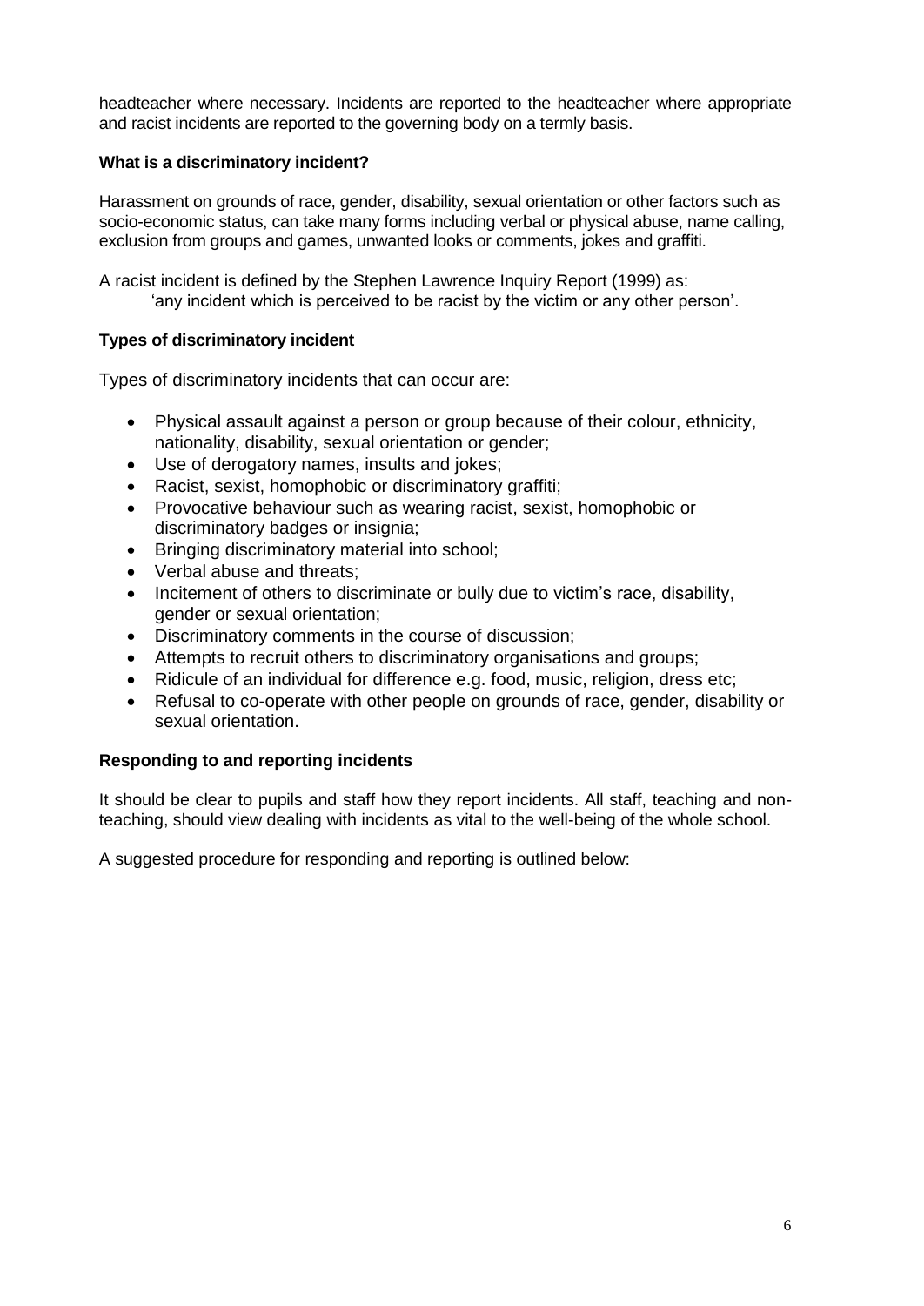headteacher where necessary. Incidents are reported to the headteacher where appropriate and racist incidents are reported to the governing body on a termly basis.

### What is a discriminatory incident?

Harassment on grounds of race, gender, disability, sexual orientation or other factors such as socio-economic status, can take many forms including verbal or physical abuse, name calling, exclusion from groups and games, unwanted looks or comments, jokes and graffiti.

A racist incident is defined by the Stephen Lawrence Inquiry Report (1999) as:

> 'any incident which is perceived to be racist by the victim or any other person'.

### Types of discriminatory incident

Types of discriminatory incidents that can occur are:

- Physical assault against a person or group because of their colour, ethnicity, nationality, disability, sexual orientation or gender;
- Use of derogatory names, insults and jokes;
- Racist, sexist, homophobic or discriminatory graffiti;
- Provocative behaviour such as wearing racist, sexist, homophobic or discriminatory badges or insignia;
- Bringing discriminatory material into school;
- Verbal abuse and threats;
- Incitement of others to discriminate or bully due to victim's race, disability, gender or sexual orientation;
- Discriminatory comments in the course of discussion;
- Attempts to recruit others to discriminatory organisations and groups;
- Ridicule of an individual for difference e.g. food, music, religion, dress etc;
- Refusal to co-operate with other people on grounds of race, gender, disability or sexual orientation.

### Responding to and reporting incidents

It should be clear to pupils and staff how they report incidents. All staff, teaching and non-teaching, should view dealing with incidents as vital to the well-being of the whole school.

A suggested procedure for responding and reporting is outlined below: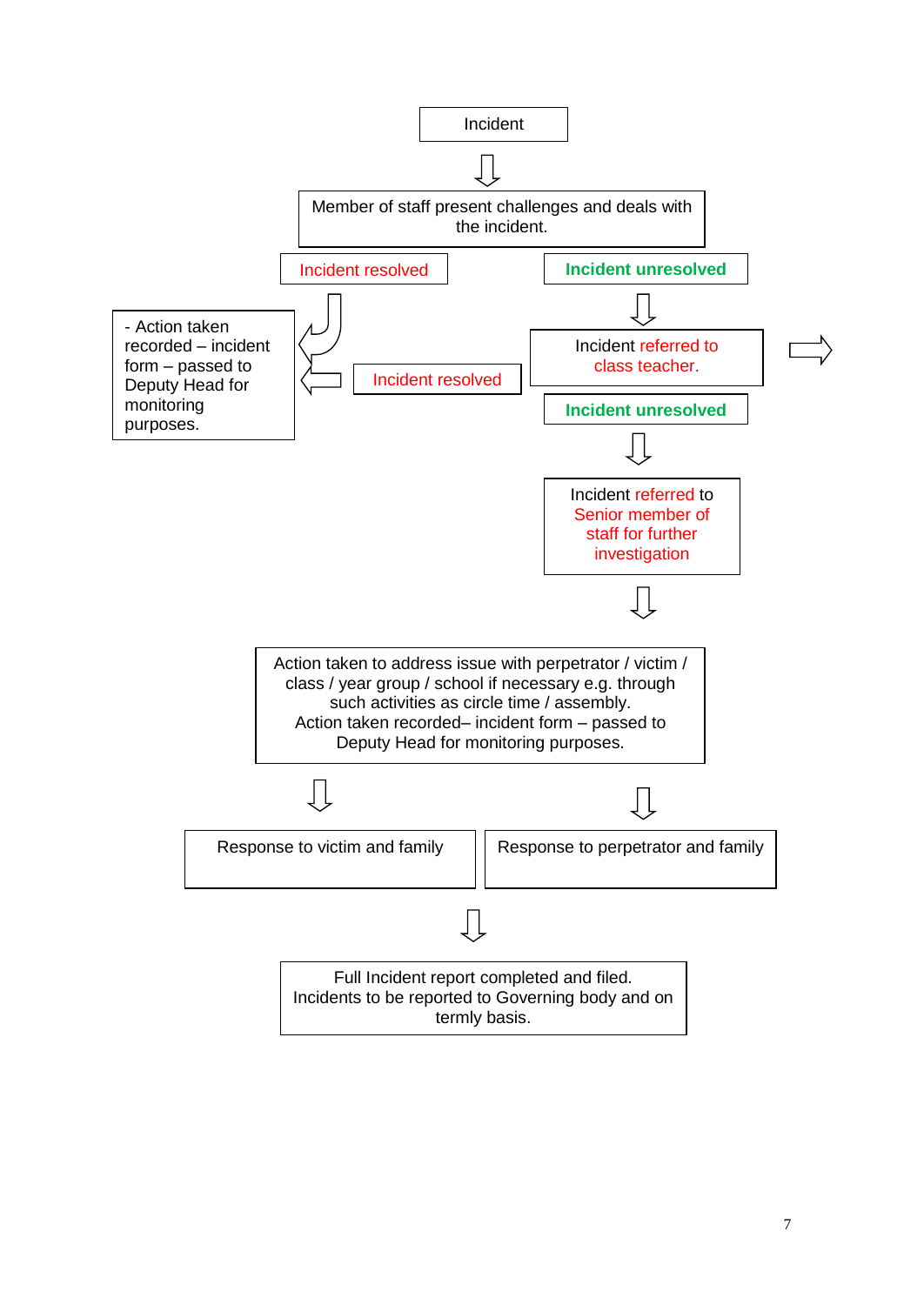Incident

⇩

Member of staff present challenges and deals with the incident.

Incident resolved

Incident unresolved

⇩

- Action taken recorded – incident form – passed to Deputy Head for monitoring purposes.

Incident resolved

Incident referred to class teacher.

Incident unresolved

⇩

Incident referred to Senior member of staff for further investigation

⇩

Action taken to address issue with perpetrator / victim / class / year group / school if necessary e.g. through such activities as circle time / assembly.
Action taken recorded– incident form – passed to Deputy Head for monitoring purposes.

⇩ ⇩

Response to victim and family

Response to perpetrator and family

⇩

Full Incident report completed and filed.
Incidents to be reported to Governing body and on termly basis.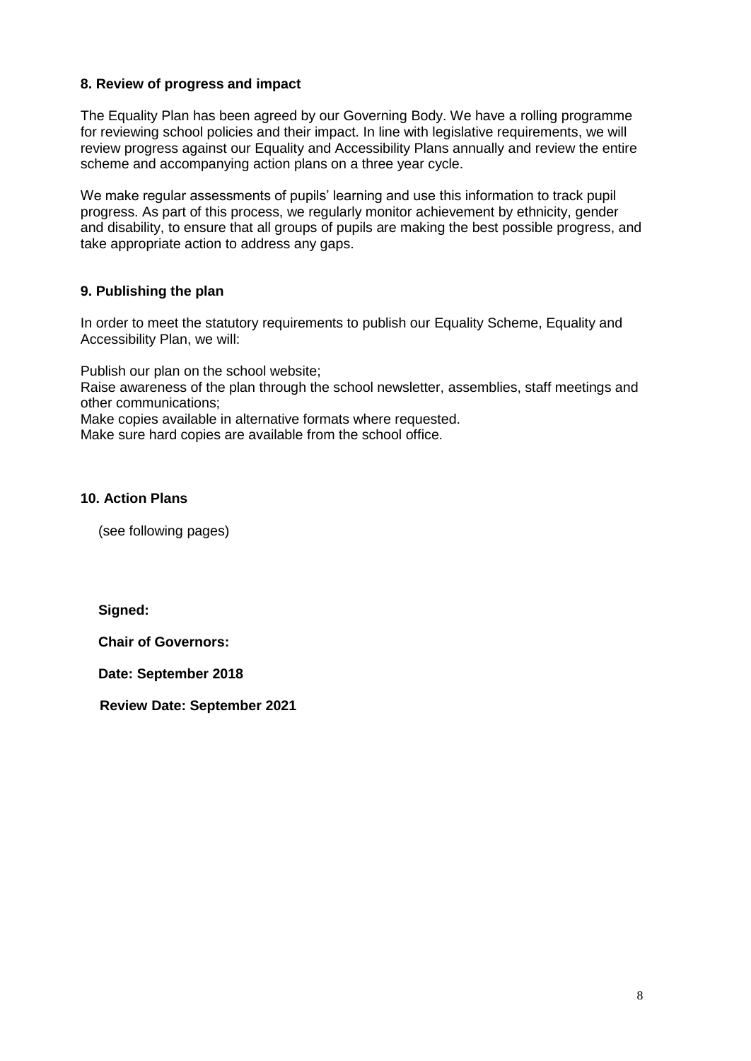## 8. Review of progress and impact

The Equality Plan has been agreed by our Governing Body. We have a rolling programme for reviewing school policies and their impact. In line with legislative requirements, we will review progress against our Equality and Accessibility Plans annually and review the entire scheme and accompanying action plans on a three year cycle.

We make regular assessments of pupils' learning and use this information to track pupil progress. As part of this process, we regularly monitor achievement by ethnicity, gender and disability, to ensure that all groups of pupils are making the best possible progress, and take appropriate action to address any gaps.

## 9. Publishing the plan

In order to meet the statutory requirements to publish our Equality Scheme, Equality and Accessibility Plan, we will:

Publish our plan on the school website;
Raise awareness of the plan through the school newsletter, assemblies, staff meetings and other communications;
Make copies available in alternative formats where requested.
Make sure hard copies are available from the school office.

## 10. Action Plans

(see following pages)

**Signed:**

**Chair of Governors:**

**Date: September 2018**

**Review Date: September 2021**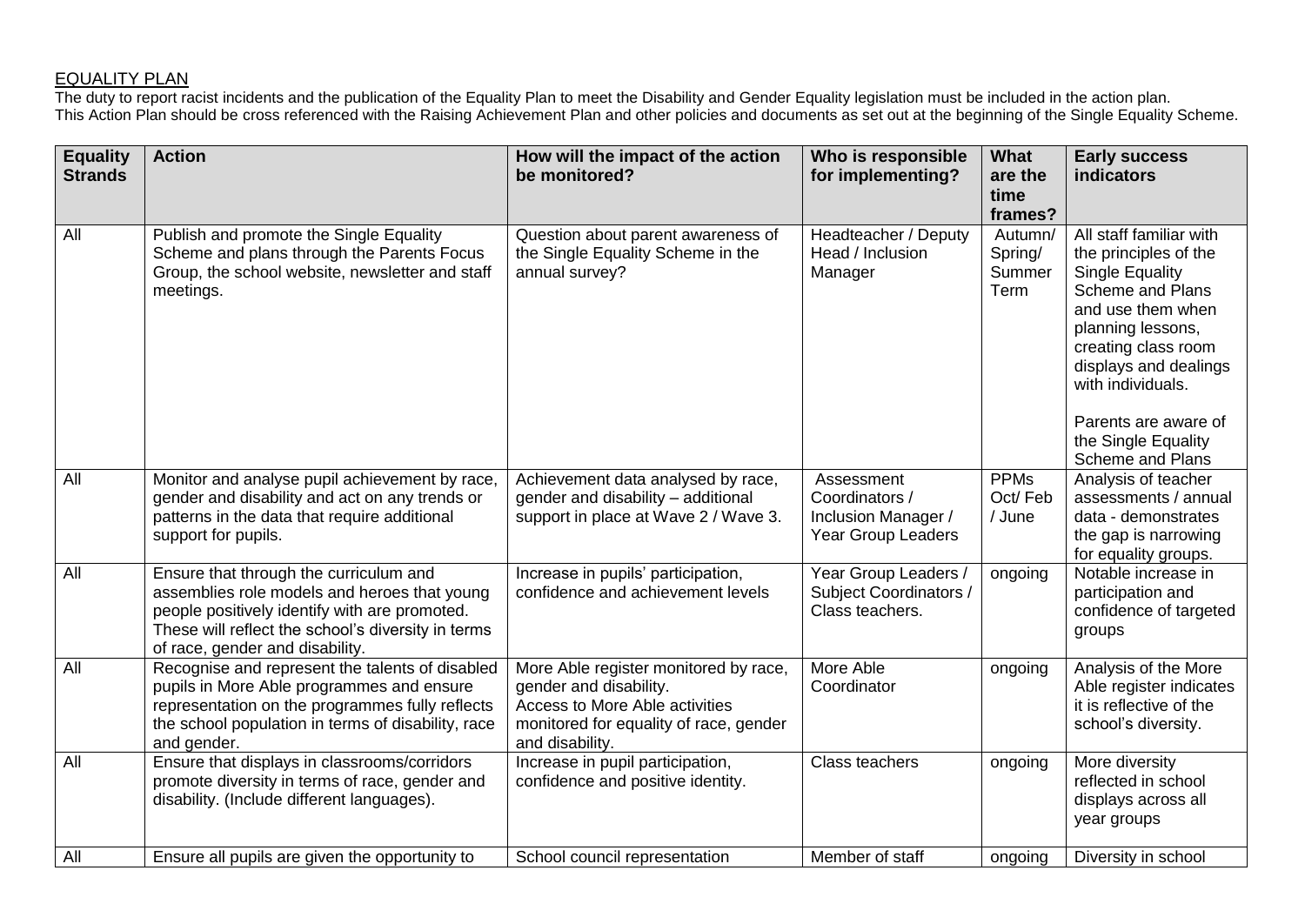EQUALITY PLAN

The duty to report racist incidents and the publication of the Equality Plan to meet the Disability and Gender Equality legislation must be included in the action plan.
This Action Plan should be cross referenced with the Raising Achievement Plan and other policies and documents as set out at the beginning of the Single Equality Scheme.

| Equality Strands | Action | How will the impact of the action be monitored? | Who is responsible for implementing? | What are the time frames? | Early success indicators |
|---|---|---|---|---|---|
| All | Publish and promote the Single Equality Scheme and plans through the Parents Focus Group, the school website, newsletter and staff meetings. | Question about parent awareness of the Single Equality Scheme in the annual survey? | Headteacher / Deputy Head / Inclusion Manager | Autumn/ Spring/ Summer Term | All staff familiar with the principles of the Single Equality Scheme and Plans and use them when planning lessons, creating class room displays and dealings with individuals.<br><br>Parents are aware of the Single Equality Scheme and Plans |
| All | Monitor and analyse pupil achievement by race, gender and disability and act on any trends or patterns in the data that require additional support for pupils. | Achievement data analysed by race, gender and disability – additional support in place at Wave 2 / Wave 3. | Assessment Coordinators / Inclusion Manager / Year Group Leaders | PPMs Oct/ Feb / June | Analysis of teacher assessments / annual data - demonstrates the gap is narrowing for equality groups. |
| All | Ensure that through the curriculum and assemblies role models and heroes that young people positively identify with are promoted. These will reflect the school's diversity in terms of race, gender and disability. | Increase in pupils' participation, confidence and achievement levels | Year Group Leaders / Subject Coordinators / Class teachers. | ongoing | Notable increase in participation and confidence of targeted groups |
| All | Recognise and represent the talents of disabled pupils in More Able programmes and ensure representation on the programmes fully reflects the school population in terms of disability, race and gender. | More Able register monitored by race, gender and disability. Access to More Able activities monitored for equality of race, gender and disability. | More Able Coordinator | ongoing | Analysis of the More Able register indicates it is reflective of the school's diversity. |
| All | Ensure that displays in classrooms/corridors promote diversity in terms of race, gender and disability. (Include different languages). | Increase in pupil participation, confidence and positive identity. | Class teachers | ongoing | More diversity reflected in school displays across all year groups |
| All | Ensure all pupils are given the opportunity to | School council representation | Member of staff | ongoing | Diversity in school |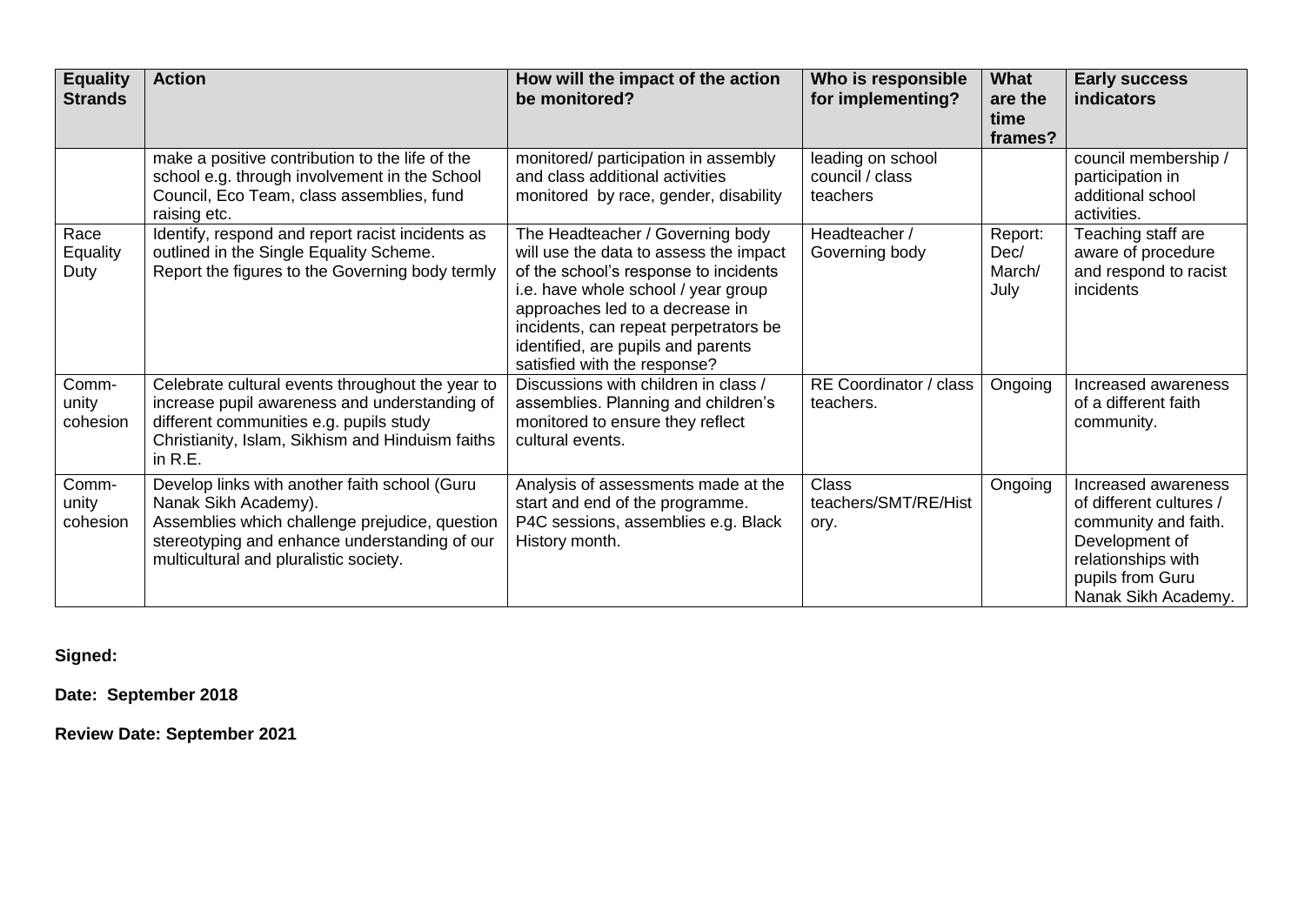| Equality Strands | Action | How will the impact of the action be monitored? | Who is responsible for implementing? | What are the time frames? | Early success indicators |
|---|---|---|---|---|---|
| | make a positive contribution to the life of the school e.g. through involvement in the School Council, Eco Team, class assemblies, fund raising etc. | monitored/ participation in assembly and class additional activities monitored by race, gender, disability | leading on school council / class teachers | | council membership / participation in additional school activities. |
| Race Equality Duty | Identify, respond and report racist incidents as outlined in the Single Equality Scheme. Report the figures to the Governing body termly | The Headteacher / Governing body will use the data to assess the impact of the school's response to incidents i.e. have whole school / year group approaches led to a decrease in incidents, can repeat perpetrators be identified, are pupils and parents satisfied with the response? | Headteacher / Governing body | Report: Dec/ March/ July | Teaching staff are aware of procedure and respond to racist incidents |
| Comm-unity cohesion | Celebrate cultural events throughout the year to increase pupil awareness and understanding of different communities e.g. pupils study Christianity, Islam, Sikhism and Hinduism faiths in R.E. | Discussions with children in class / assemblies. Planning and children's monitored to ensure they reflect cultural events. | RE Coordinator / class teachers. | Ongoing | Increased awareness of a different faith community. |
| Comm-unity cohesion | Develop links with another faith school (Guru Nanak Sikh Academy). Assemblies which challenge prejudice, question stereotyping and enhance understanding of our multicultural and pluralistic society. | Analysis of assessments made at the start and end of the programme. P4C sessions, assemblies e.g. Black History month. | Class teachers/SMT/RE/History. | Ongoing | Increased awareness of different cultures / community and faith. Development of relationships with pupils from Guru Nanak Sikh Academy. |

**Signed:**

**Date: September 2018**

**Review Date: September 2021**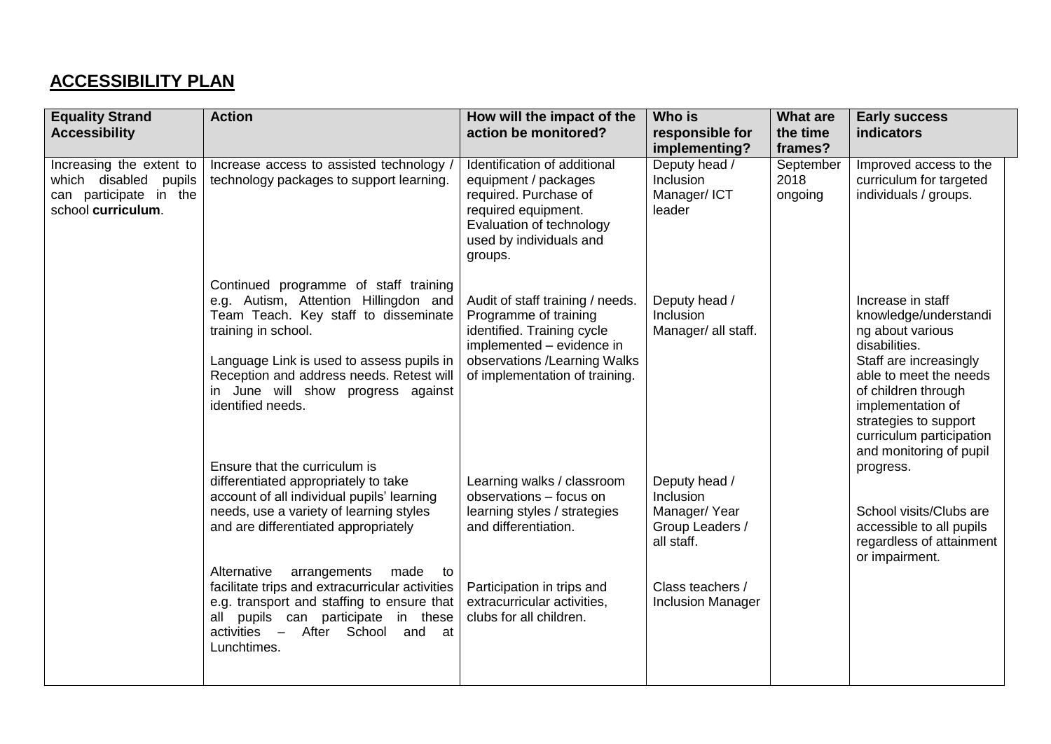## ACCESSIBILITY PLAN

| Equality Strand Accessibility | Action | How will the impact of the action be monitored? | Who is responsible for implementing? | What are the time frames? | Early success indicators |
|---|---|---|---|---|---|
| Increasing the extent to which disabled pupils can participate in the school **curriculum**. | Increase access to assisted technology / technology packages to support learning. | Identification of additional equipment / packages required. Purchase of required equipment. Evaluation of technology used by individuals and groups. | Deputy head / Inclusion Manager/ ICT leader | September 2018 ongoing | Improved access to the curriculum for targeted individuals / groups. |
| | Continued programme of staff training e.g. Autism, Attention Hillingdon and Team Teach. Key staff to disseminate training in school.<br><br>Language Link is used to assess pupils in Reception and address needs. Retest will in June will show progress against identified needs. | Audit of staff training / needs. Programme of training identified. Training cycle implemented – evidence in observations /Learning Walks of implementation of training. | Deputy head / Inclusion Manager/ all staff. | | Increase in staff knowledge/understanding about various disabilities.<br>Staff are increasingly able to meet the needs of children through implementation of strategies to support curriculum participation and monitoring of pupil progress. |
| | Ensure that the curriculum is differentiated appropriately to take account of all individual pupils' learning needs, use a variety of learning styles and are differentiated appropriately | Learning walks / classroom observations – focus on learning styles / strategies and differentiation. | Deputy head / Inclusion Manager/ Year Group Leaders / all staff. | | School visits/Clubs are accessible to all pupils regardless of attainment or impairment. |
| | Alternative arrangements made to facilitate trips and extracurricular activities e.g. transport and staffing to ensure that all pupils can participate in these activities – After School and at Lunchtimes. | Participation in trips and extracurricular activities, clubs for all children. | Class teachers / Inclusion Manager | | |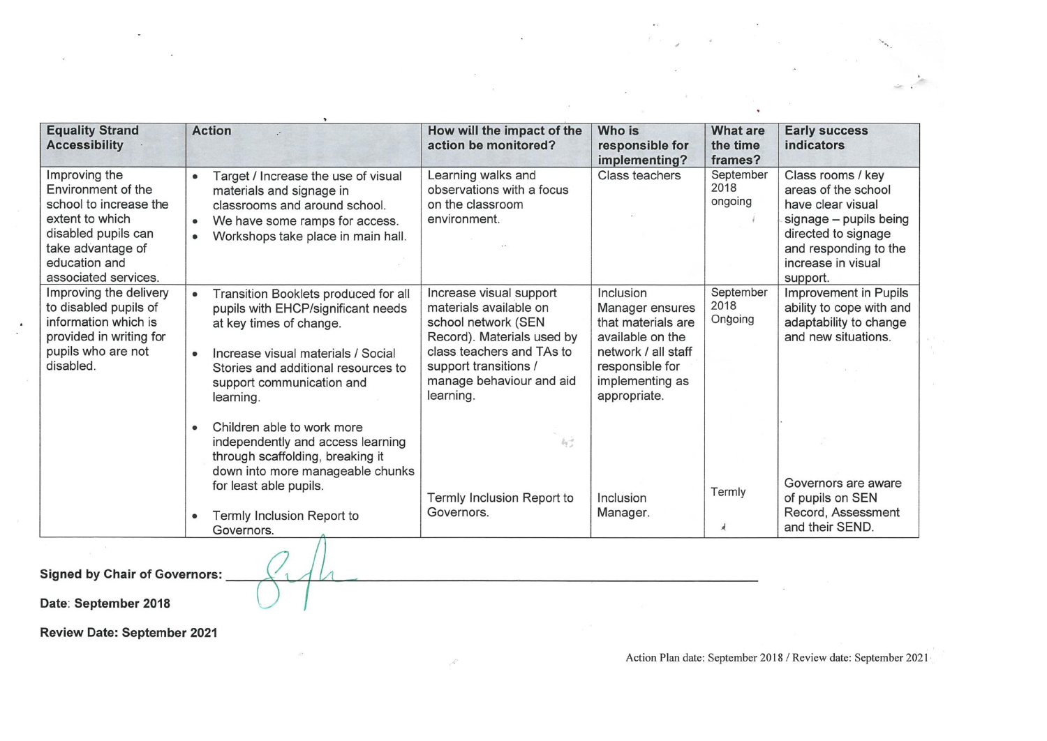| Equality Strand Accessibility | Action | How will the impact of the action be monitored? | Who is responsible for implementing? | What are the time frames? | Early success indicators |
|---|---|---|---|---|---|
| Improving the Environment of the school to increase the extent to which disabled pupils can take advantage of education and associated services. | • Target / Increase the use of visual materials and signage in classrooms and around school.<br>• We have some ramps for access.<br>• Workshops take place in main hall. | Learning walks and observations with a focus on the classroom environment. | Class teachers | September 2018 ongoing | Class rooms / key areas of the school have clear visual signage – pupils being directed to signage and responding to the increase in visual support. |
| Improving the delivery to disabled pupils of information which is provided in writing for pupils who are not disabled. | • Transition Booklets produced for all pupils with EHCP/significant needs at key times of change.<br>• Increase visual materials / Social Stories and additional resources to support communication and learning.<br>• Children able to work more independently and access learning through scaffolding, breaking it down into more manageable chunks for least able pupils.<br>• Termly Inclusion Report to Governors. | Increase visual support materials available on school network (SEN Record). Materials used by class teachers and TAs to support transitions / manage behaviour and aid learning.<br><br>Termly Inclusion Report to Governors. | Inclusion Manager ensures that materials are available on the network / all staff responsible for implementing as appropriate.<br><br>Inclusion Manager. | September 2018 Ongoing<br><br>Termly | Improvement in Pupils ability to cope with and adaptability to change and new situations.<br><br>Governors are aware of pupils on SEN Record, Assessment and their SEND. |

**Signed by Chair of Governors:** ______________________

**Date**: **September 2018**

**Review Date: September 2021**

Action Plan date: September 2018 / Review date: September 2021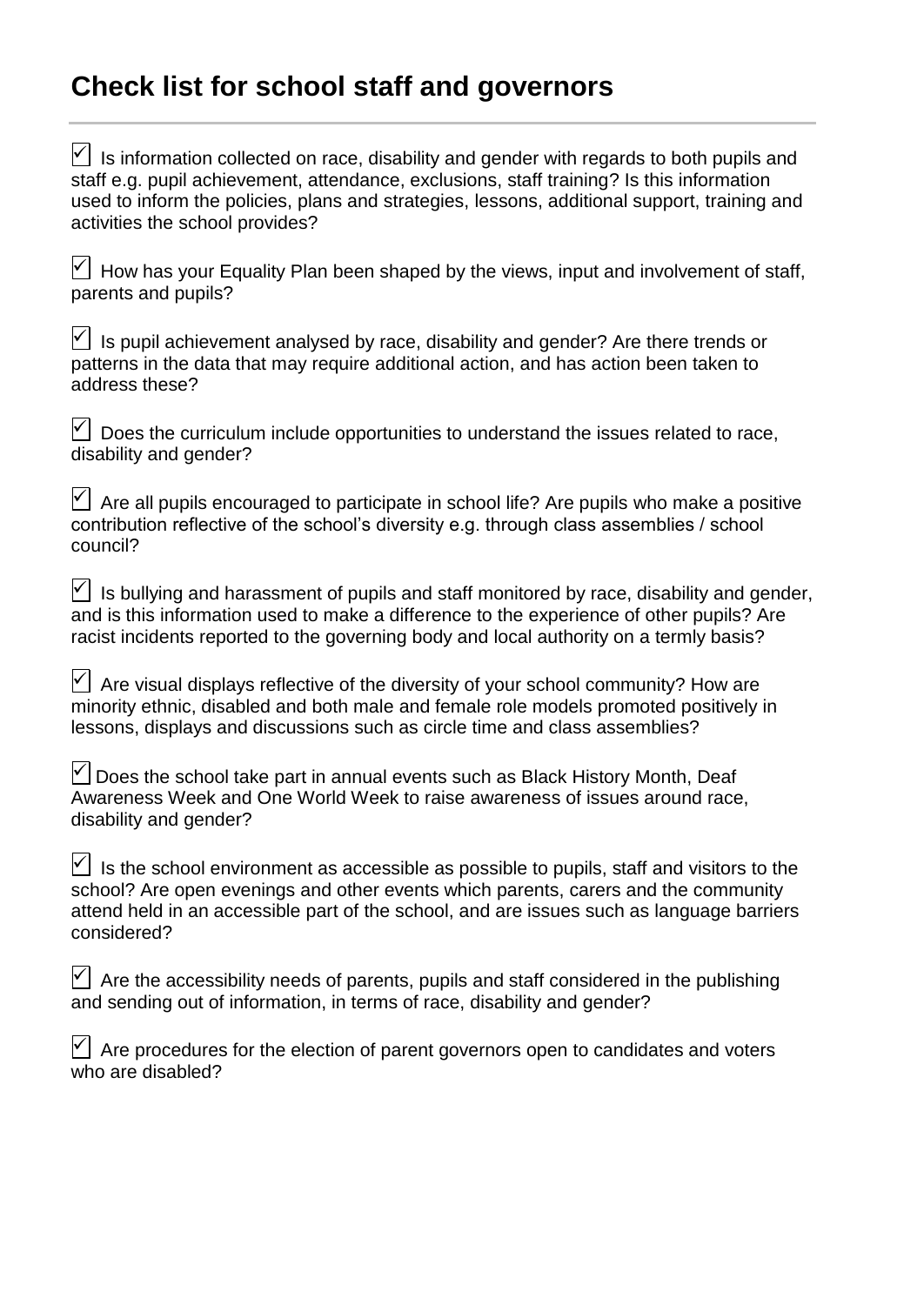# Check list for school staff and governors

☑ Is information collected on race, disability and gender with regards to both pupils and staff e.g. pupil achievement, attendance, exclusions, staff training? Is this information used to inform the policies, plans and strategies, lessons, additional support, training and activities the school provides?

☑ How has your Equality Plan been shaped by the views, input and involvement of staff, parents and pupils?

☑ Is pupil achievement analysed by race, disability and gender? Are there trends or patterns in the data that may require additional action, and has action been taken to address these?

☑ Does the curriculum include opportunities to understand the issues related to race, disability and gender?

☑ Are all pupils encouraged to participate in school life? Are pupils who make a positive contribution reflective of the school's diversity e.g. through class assemblies / school council?

☑ Is bullying and harassment of pupils and staff monitored by race, disability and gender, and is this information used to make a difference to the experience of other pupils? Are racist incidents reported to the governing body and local authority on a termly basis?

☑ Are visual displays reflective of the diversity of your school community? How are minority ethnic, disabled and both male and female role models promoted positively in lessons, displays and discussions such as circle time and class assemblies?

☑ Does the school take part in annual events such as Black History Month, Deaf Awareness Week and One World Week to raise awareness of issues around race, disability and gender?

☑ Is the school environment as accessible as possible to pupils, staff and visitors to the school? Are open evenings and other events which parents, carers and the community attend held in an accessible part of the school, and are issues such as language barriers considered?

☑ Are the accessibility needs of parents, pupils and staff considered in the publishing and sending out of information, in terms of race, disability and gender?

☑ Are procedures for the election of parent governors open to candidates and voters who are disabled?